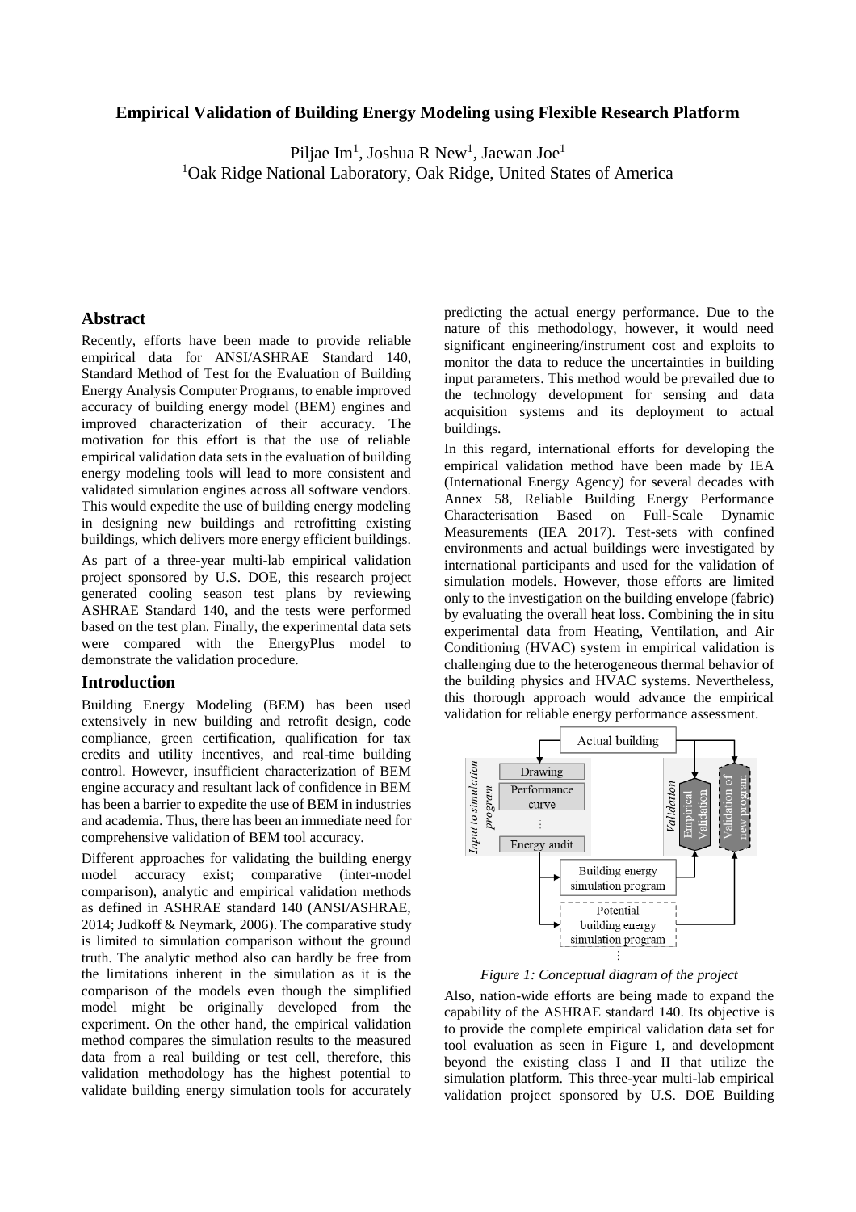# Empirical Validation of Building Energy Modeling using Flexible Research Platform

Piljae Im[1], Joshua R New[1], Jaewan Joe[1]
[1]Oak Ridge National Laboratory, Oak Ridge, United States of America

## Abstract

Recently, efforts have been made to provide reliable empirical data for ANSI/ASHRAE Standard 140, Standard Method of Test for the Evaluation of Building Energy Analysis Computer Programs, to enable improved accuracy of building energy model (BEM) engines and improved characterization of their accuracy. The motivation for this effort is that the use of reliable empirical validation data sets in the evaluation of building energy modeling tools will lead to more consistent and validated simulation engines across all software vendors. This would expedite the use of building energy modeling in designing new buildings and retrofitting existing buildings, which delivers more energy efficient buildings.

As part of a three-year multi-lab empirical validation project sponsored by U.S. DOE, this research project generated cooling season test plans by reviewing ASHRAE Standard 140, and the tests were performed based on the test plan. Finally, the experimental data sets were compared with the EnergyPlus model to demonstrate the validation procedure.

## Introduction

Building Energy Modeling (BEM) has been used extensively in new building and retrofit design, code compliance, green certification, qualification for tax credits and utility incentives, and real-time building control. However, insufficient characterization of BEM engine accuracy and resultant lack of confidence in BEM has been a barrier to expedite the use of BEM in industries and academia. Thus, there has been an immediate need for comprehensive validation of BEM tool accuracy.

Different approaches for validating the building energy model accuracy exist; comparative (inter-model comparison), analytic and empirical validation methods as defined in ASHRAE standard 140 (ANSI/ASHRAE, 2014; Judkoff & Neymark, 2006). The comparative study is limited to simulation comparison without the ground truth. The analytic method also can hardly be free from the limitations inherent in the simulation as it is the comparison of the models even though the simplified model might be originally developed from the experiment. On the other hand, the empirical validation method compares the simulation results to the measured data from a real building or test cell, therefore, this validation methodology has the highest potential to validate building energy simulation tools for accurately predicting the actual energy performance. Due to the nature of this methodology, however, it would need significant engineering/instrument cost and exploits to monitor the data to reduce the uncertainties in building input parameters. This method would be prevailed due to the technology development for sensing and data acquisition systems and its deployment to actual buildings.

In this regard, international efforts for developing the empirical validation method have been made by IEA (International Energy Agency) for several decades with Annex 58, Reliable Building Energy Performance Characterisation Based on Full-Scale Dynamic Measurements (IEA 2017). Test-sets with confined environments and actual buildings were investigated by international participants and used for the validation of simulation models. However, those efforts are limited only to the investigation on the building envelope (fabric) by evaluating the overall heat loss. Combining the in situ experimental data from Heating, Ventilation, and Air Conditioning (HVAC) system in empirical validation is challenging due to the heterogeneous thermal behavior of the building physics and HVAC systems. Nevertheless, this thorough approach would advance the empirical validation for reliable energy performance assessment.

Actual building
Input to simulation program
Drawing
Performance curve
⋮
Energy audit
Validation
Empirical Validation
Validation of new program
Building energy simulation program
Potential building energy simulation program
⋮

*Figure 1: Conceptual diagram of the project*

Also, nation-wide efforts are being made to expand the capability of the ASHRAE standard 140. Its objective is to provide the complete empirical validation data set for tool evaluation as seen in Figure 1, and development beyond the existing class I and II that utilize the simulation platform. This three-year multi-lab empirical validation project sponsored by U.S. DOE Building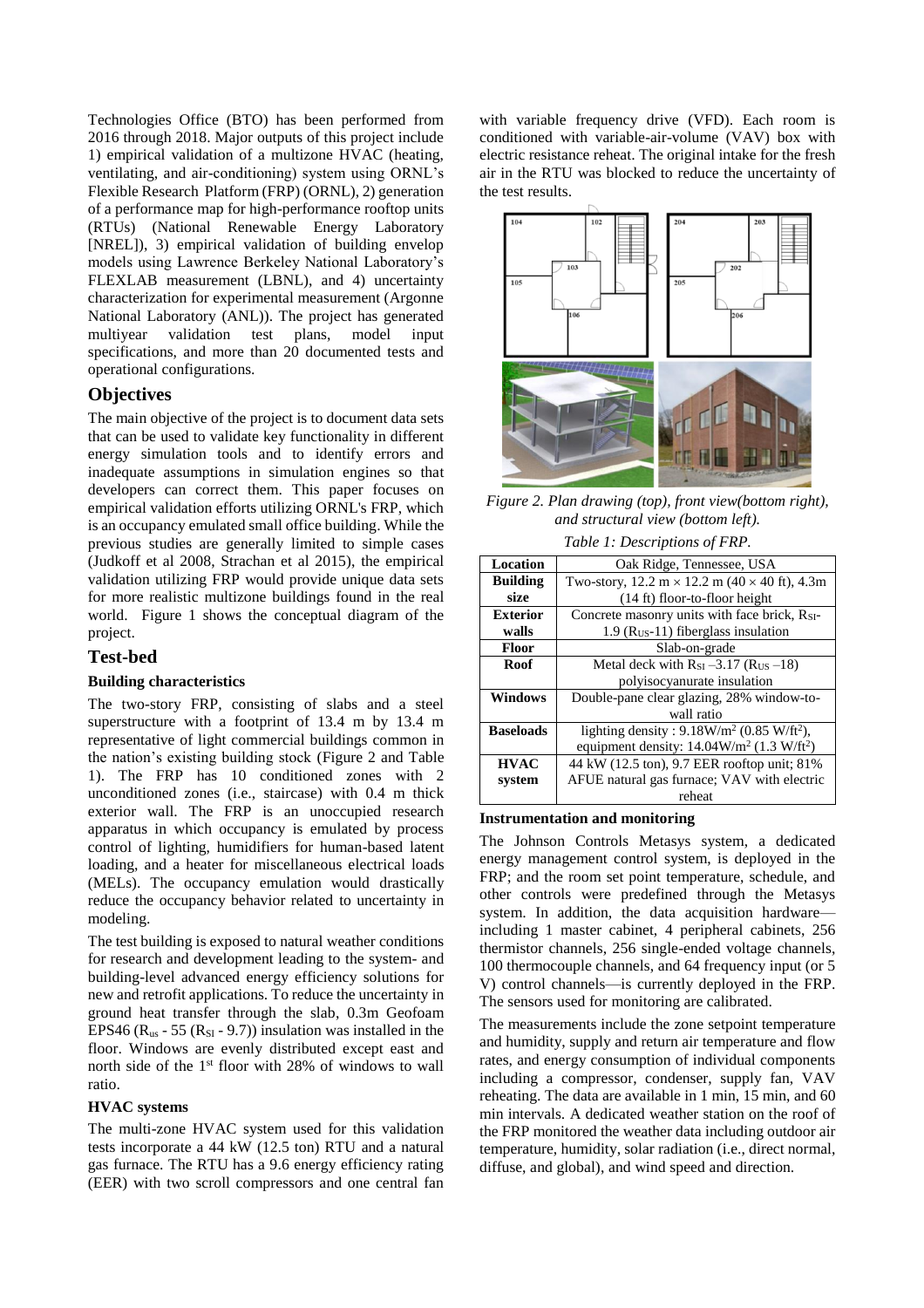Technologies Office (BTO) has been performed from 2016 through 2018. Major outputs of this project include 1) empirical validation of a multizone HVAC (heating, ventilating, and air-conditioning) system using ORNL's Flexible Research Platform (FRP) (ORNL), 2) generation of a performance map for high-performance rooftop units (RTUs) (National Renewable Energy Laboratory [NREL]), 3) empirical validation of building envelop models using Lawrence Berkeley National Laboratory's FLEXLAB measurement (LBNL), and 4) uncertainty characterization for experimental measurement (Argonne National Laboratory (ANL)). The project has generated multiyear validation test plans, model input specifications, and more than 20 documented tests and operational configurations.

## Objectives

The main objective of the project is to document data sets that can be used to validate key functionality in different energy simulation tools and to identify errors and inadequate assumptions in simulation engines so that developers can correct them. This paper focuses on empirical validation efforts utilizing ORNL's FRP, which is an occupancy emulated small office building. While the previous studies are generally limited to simple cases (Judkoff et al 2008, Strachan et al 2015), the empirical validation utilizing FRP would provide unique data sets for more realistic multizone buildings found in the real world. Figure 1 shows the conceptual diagram of the project.

## Test-bed

### Building characteristics

The two-story FRP, consisting of slabs and a steel superstructure with a footprint of 13.4 m by 13.4 m representative of light commercial buildings common in the nation's existing building stock (Figure 2 and Table 1). The FRP has 10 conditioned zones with 2 unconditioned zones (i.e., staircase) with 0.4 m thick exterior wall. The FRP is an unoccupied research apparatus in which occupancy is emulated by process control of lighting, humidifiers for human-based latent loading, and a heater for miscellaneous electrical loads (MELs). The occupancy emulation would drastically reduce the occupancy behavior related to uncertainty in modeling.

The test building is exposed to natural weather conditions for research and development leading to the system- and building-level advanced energy efficiency solutions for new and retrofit applications. To reduce the uncertainty in ground heat transfer through the slab, 0.3m Geofoam EPS46 ($R_{us}$ - 55 ($R_{SI}$ - 9.7)) insulation was installed in the floor. Windows are evenly distributed except east and north side of the 1st floor with 28% of windows to wall ratio.

### HVAC systems

The multi-zone HVAC system used for this validation tests incorporate a 44 kW (12.5 ton) RTU and a natural gas furnace. The RTU has a 9.6 energy efficiency rating (EER) with two scroll compressors and one central fan with variable frequency drive (VFD). Each room is conditioned with variable-air-volume (VAV) box with electric resistance reheat. The original intake for the fresh air in the RTU was blocked to reduce the uncertainty of the test results.

*Figure 2. Plan drawing (top), front view(bottom right), and structural view (bottom left).*

*Table 1: Descriptions of FRP.*

| | |
|---|---|
| **Location** | Oak Ridge, Tennessee, USA |
| **Building size** | Two-story, 12.2 m × 12.2 m (40 × 40 ft), 4.3m (14 ft) floor-to-floor height |
| **Exterior walls** | Concrete masonry units with face brick, $R_{SI}$-1.9 ($R_{US}$-11) fiberglass insulation |
| **Floor** | Slab-on-grade |
| **Roof** | Metal deck with $R_{SI}$ –3.17 ($R_{US}$ –18) polyisocyanurate insulation |
| **Windows** | Double-pane clear glazing, 28% window-to-wall ratio |
| **Baseloads** | lighting density : 9.18W/m$^2$ (0.85 W/ft$^2$), equipment density: 14.04W/m$^2$ (1.3 W/ft$^2$) |
| **HVAC system** | 44 kW (12.5 ton), 9.7 EER rooftop unit; 81% AFUE natural gas furnace; VAV with electric reheat |

### Instrumentation and monitoring

The Johnson Controls Metasys system, a dedicated energy management control system, is deployed in the FRP; and the room set point temperature, schedule, and other controls were predefined through the Metasys system. In addition, the data acquisition hardware—including 1 master cabinet, 4 peripheral cabinets, 256 thermistor channels, 256 single-ended voltage channels, 100 thermocouple channels, and 64 frequency input (or 5 V) control channels—is currently deployed in the FRP. The sensors used for monitoring are calibrated.

The measurements include the zone setpoint temperature and humidity, supply and return air temperature and flow rates, and energy consumption of individual components including a compressor, condenser, supply fan, VAV reheating. The data are available in 1 min, 15 min, and 60 min intervals. A dedicated weather station on the roof of the FRP monitored the weather data including outdoor air temperature, humidity, solar radiation (i.e., direct normal, diffuse, and global), and wind speed and direction.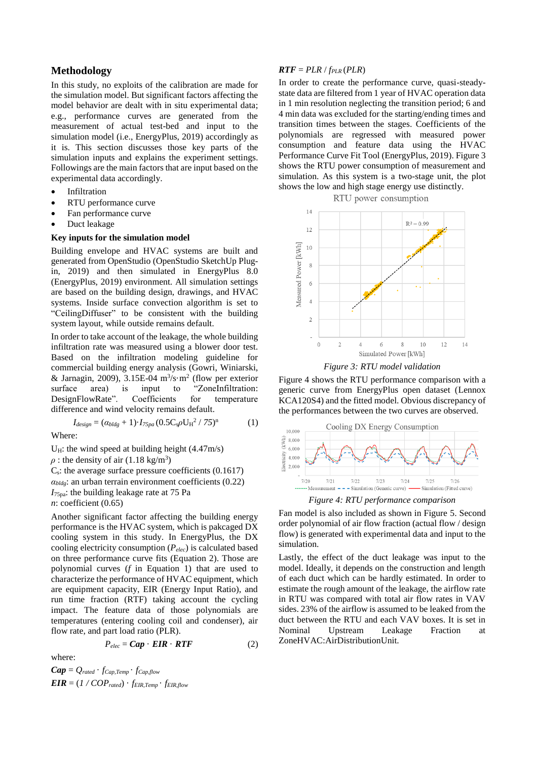## Methodology

In this study, no exploits of the calibration are made for the simulation model. But significant factors affecting the model behavior are dealt with in situ experimental data; e.g., performance curves are generated from the measurement of actual test-bed and input to the simulation model (i.e., EnergyPlus, 2019) accordingly as it is. This section discusses those key parts of the simulation inputs and explains the experiment settings. Followings are the main factors that are input based on the experimental data accordingly.

- Infiltration
- RTU performance curve
- Fan performance curve
- Duct leakage

### Key inputs for the simulation model

Building envelope and HVAC systems are built and generated from OpenStudio (OpenStudio SketchUp Plug-in, 2019) and then simulated in EnergyPlus 8.0 (EnergyPlus, 2019) environment. All simulation settings are based on the building design, drawings, and HVAC systems. Inside surface convection algorithm is set to "CeilingDiffuser" to be consistent with the building system layout, while outside remains default.

In order to take account of the leakage, the whole building infiltration rate was measured using a blower door test. Based on the infiltration modeling guideline for commercial building energy analysis (Gowri, Winiarski, & Jarnagin, 2009), 3.15E-04 $m^3/s \cdot m^2$ (flow per exterior surface area) is input to "ZoneInfiltration: DesignFlowRate". Coefficients for temperature difference and wind velocity remains default.

$$I_{design} = (\alpha_{bldg} + 1) \cdot I_{75pa} \, (0.5 C_s \rho U_H^2 / 75)^n \qquad (1)$$

Where:

$U_H$: the wind speed at building height (4.47m/s)
$\rho$ : the density of air (1.18 kg/m$^3$)
$C_s$: the average surface pressure coefficients (0.1617)
$\alpha_{bldg}$: an urban terrain environment coefficients (0.22)
$I_{75pa}$: the building leakage rate at 75 Pa
$n$: coefficient (0.65)

Another significant factor affecting the building energy performance is the HVAC system, which is pakcaged DX cooling system in this study. In EnergyPlus, the DX cooling electricity consumption ($P_{elec}$) is calculated based on three performance curve fits (Equation 2). Those are polynomial curves ($f$ in Equation 1) that are used to characterize the performance of HVAC equipment, which are equipment capacity, EIR (Energy Input Ratio), and run time fraction (RTF) taking account the cycling impact. The feature data of those polynomials are temperatures (entering cooling coil and condenser), air flow rate, and part load ratio (PLR).

$$P_{elec} = \boldsymbol{Cap} \cdot \boldsymbol{EIR} \cdot \boldsymbol{RTF} \qquad (2)$$

where:

$\boldsymbol{Cap} = Q_{rated} \cdot f_{Cap,Temp} \cdot f_{Cap,flow}$

$\boldsymbol{EIR} = (1 / COP_{rated}) \cdot f_{EIR,Temp} \cdot f_{EIR,flow}$

$\boldsymbol{RTF} = PLR / f_{PLR}(PLR)$

In order to create the performance curve, quasi-steady-state data are filtered from 1 year of HVAC operation data in 1 min resolution neglecting the transition period; 6 and 4 min data was excluded for the starting/ending times and transition times between the stages. Coefficients of the polynomials are regressed with measured power consumption and feature data using the HVAC Performance Curve Fit Tool (EnergyPlus, 2019). Figure 3 shows the RTU power consumption of measurement and simulation. As this system is a two-stage unit, the plot shows the low and high stage energy use distinctly.

RTU power consumption

$R^2 = 0.99$

Measured Power [kWh]

Simulated Power [kWh]

*Figure 3: RTU model validation*

Figure 4 shows the RTU performance comparison with a generic curve from EnergyPlus open dataset (Lennox KCA120S4) and the fitted model. Obvious discrepancy of the performances between the two curves are observed.

Cooling DX Energy Consumption

Electricity (kWh)

Measurement — Simulation (Generic curve) — Simulation (Fitted curve)

*Figure 4: RTU performance comparison*

Fan model is also included as shown in Figure 5. Second order polynomial of air flow fraction (actual flow / design flow) is generated with experimental data and input to the simulation.

Lastly, the effect of the duct leakage was input to the model. Ideally, it depends on the construction and length of each duct which can be hardly estimated. In order to estimate the rough amount of the leakage, the airflow rate in RTU was compared with total air flow rates in VAV sides. 23% of the airflow is assumed to be leaked from the duct between the RTU and each VAV boxes. It is set in Nominal Upstream Leakage Fraction at ZoneHVAC:AirDistributionUnit.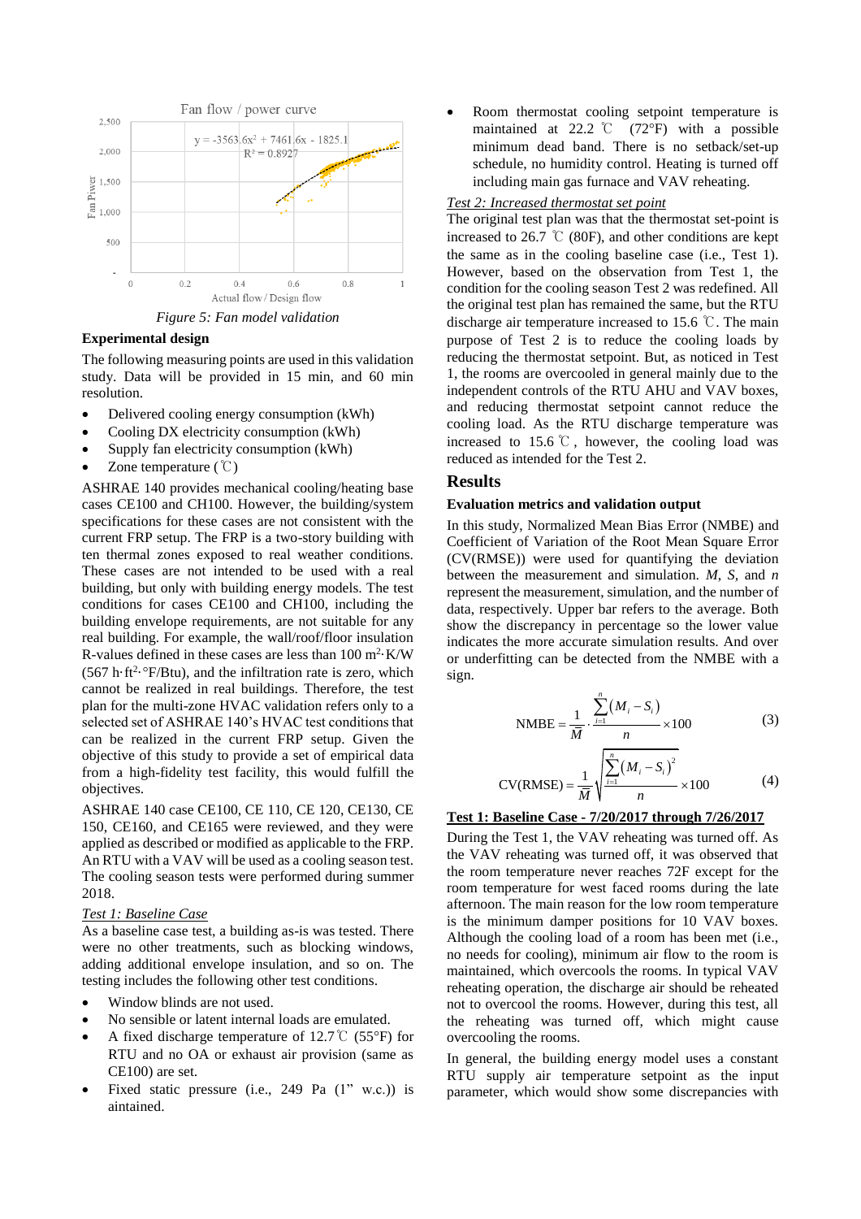Fan flow / power curve

$y = -3563.6x^2 + 7461.6x - 1825.1$
$R^2 = 0.8927$

2,500
2,000
1,500
1,000
500
-

Fan Piwer

0 0.2 0.4 0.6 0.8 1

Actual flow / Design flow

*Figure 5: Fan model validation*

### Experimental design

The following measuring points are used in this validation study. Data will be provided in 15 min, and 60 min resolution.

- Delivered cooling energy consumption (kWh)
- Cooling DX electricity consumption (kWh)
- Supply fan electricity consumption (kWh)
- Zone temperature (℃)

ASHRAE 140 provides mechanical cooling/heating base cases CE100 and CH100. However, the building/system specifications for these cases are not consistent with the current FRP setup. The FRP is a two-story building with ten thermal zones exposed to real weather conditions. These cases are not intended to be used with a real building, but only with building energy models. The test conditions for cases CE100 and CH100, including the building envelope requirements, are not suitable for any real building. For example, the wall/roof/floor insulation R-values defined in these cases are less than 100 $m^2 \cdot K/W$ (567 $h \cdot ft^2 \cdot °F/Btu$), and the infiltration rate is zero, which cannot be realized in real buildings. Therefore, the test plan for the multi-zone HVAC validation refers only to a selected set of ASHRAE 140's HVAC test conditions that can be realized in the current FRP setup. Given the objective of this study to provide a set of empirical data from a high-fidelity test facility, this would fulfill the objectives.

ASHRAE 140 case CE100, CE 110, CE 120, CE130, CE 150, CE160, and CE165 were reviewed, and they were applied as described or modified as applicable to the FRP. An RTU with a VAV will be used as a cooling season test. The cooling season tests were performed during summer 2018.

*Test 1: Baseline Case*

As a baseline case test, a building as-is was tested. There were no other treatments, such as blocking windows, adding additional envelope insulation, and so on. The testing includes the following other test conditions.

- Window blinds are not used.
- No sensible or latent internal loads are emulated.
- A fixed discharge temperature of 12.7℃ (55°F) for RTU and no OA or exhaust air provision (same as CE100) are set.
- Fixed static pressure (i.e., 249 Pa (1" w.c.)) is aintained.
- Room thermostat cooling setpoint temperature is maintained at 22.2 ℃ (72°F) with a possible minimum dead band. There is no setback/set-up schedule, no humidity control. Heating is turned off including main gas furnace and VAV reheating.

*Test 2: Increased thermostat set point*

The original test plan was that the thermostat set-point is increased to 26.7 ℃ (80F), and other conditions are kept the same as in the cooling baseline case (i.e., Test 1). However, based on the observation from Test 1, the condition for the cooling season Test 2 was redefined. All the original test plan has remained the same, but the RTU discharge air temperature increased to 15.6 ℃. The main purpose of Test 2 is to reduce the cooling loads by reducing the thermostat setpoint. But, as noticed in Test 1, the rooms are overcooled in general mainly due to the independent controls of the RTU AHU and VAV boxes, and reducing thermostat setpoint cannot reduce the cooling load. As the RTU discharge temperature was increased to 15.6℃, however, the cooling load was reduced as intended for the Test 2.

## Results

### Evaluation metrics and validation output

In this study, Normalized Mean Bias Error (NMBE) and Coefficient of Variation of the Root Mean Square Error (CV(RMSE)) were used for quantifying the deviation between the measurement and simulation. *M*, *S*, and *n* represent the measurement, simulation, and the number of data, respectively. Upper bar refers to the average. Both show the discrepancy in percentage so the lower value indicates the more accurate simulation results. And over or underfitting can be detected from the NMBE with a sign.

$$\text{NMBE} = \frac{1}{\bar{M}} \cdot \frac{\sum_{i=1}^{n}(M_i - S_i)}{n} \times 100 \quad (3)$$

$$\text{CV(RMSE)} = \frac{1}{\bar{M}} \sqrt{\frac{\sum_{i=1}^{n}(M_i - S_i)^2}{n}} \times 100 \quad (4)$$

**Test 1: Baseline Case - 7/20/2017 through 7/26/2017**

During the Test 1, the VAV reheating was turned off. As the VAV reheating was turned off, it was observed that the room temperature never reaches 72F except for the room temperature for west faced rooms during the late afternoon. The main reason for the low room temperature is the minimum damper positions for 10 VAV boxes. Although the cooling load of a room has been met (i.e., no needs for cooling), minimum air flow to the room is maintained, which overcools the rooms. In typical VAV reheating operation, the discharge air should be reheated not to overcool the rooms. However, during this test, all the reheating was turned off, which might cause overcooling the rooms.

In general, the building energy model uses a constant RTU supply air temperature setpoint as the input parameter, which would show some discrepancies with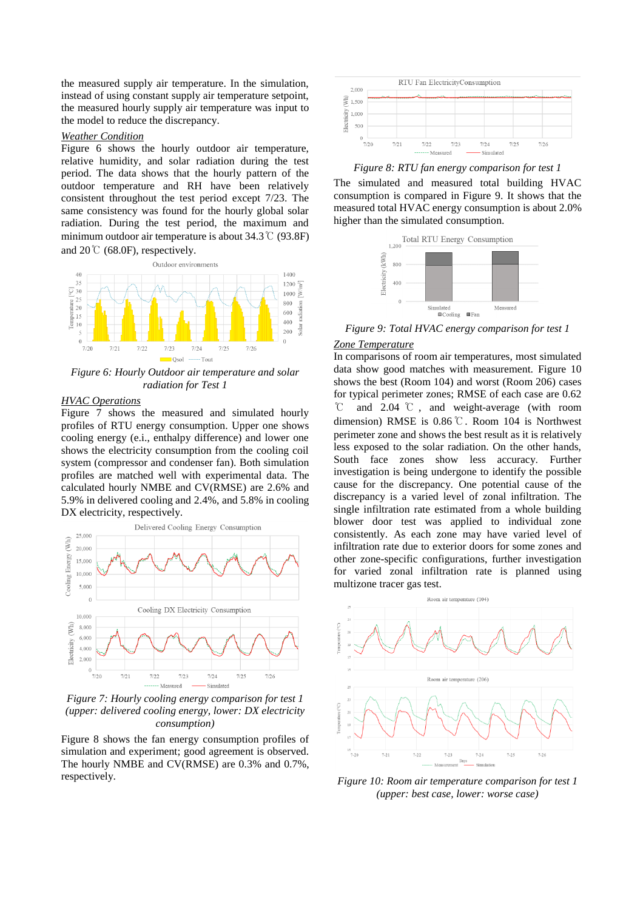the measured supply air temperature. In the simulation, instead of using constant supply air temperature setpoint, the measured hourly supply air temperature was input to the model to reduce the discrepancy.

*Weather Condition*

Figure 6 shows the hourly outdoor air temperature, relative humidity, and solar radiation during the test period. The data shows that the hourly pattern of the outdoor temperature and RH have been relatively consistent throughout the test period except 7/23. The same consistency was found for the hourly global solar radiation. During the test period, the maximum and minimum outdoor air temperature is about 34.3℃ (93.8F) and 20℃ (68.0F), respectively.

Outdoor environments

Temperature [℃]
40
35
30
25
20
15
10
5
0

Solar radiation [W/m²]
1400
1200
1000
800
600
400
200
0

7/20 7/21 7/22 7/23 7/24 7/25 7/26

Qsol Tout

*Figure 6: Hourly Outdoor air temperature and solar radiation for Test 1*

*HVAC Operations*

Figure 7 shows the measured and simulated hourly profiles of RTU energy consumption. Upper one shows cooling energy (e.i., enthalpy difference) and lower one shows the electricity consumption from the cooling coil system (compressor and condenser fan). Both simulation profiles are matched well with experimental data. The calculated hourly NMBE and CV(RMSE) are 2.6% and 5.9% in delivered cooling and 2.4%, and 5.8% in cooling DX electricity, respectively.

Delivered Cooling Energy Consumption

Cooling Energy (Wh)
25,000
20,000
15,000
10,000
5,000
0

Cooling DX Electricity Consumption

Electricity (Wh)
10,000
8,000
6,000
4,000
2,000
0

7/20 7/21 7/22 7/23 7/24 7/25 7/26

Measured Simulated

*Figure 7: Hourly cooling energy comparison for test 1 (upper: delivered cooling energy, lower: DX electricity consumption)*

Figure 8 shows the fan energy consumption profiles of simulation and experiment; good agreement is observed. The hourly NMBE and CV(RMSE) are 0.3% and 0.7%, respectively.

RTU Fan ElectricityConsumption

Electricity (Wh)
2,000
1,500
1,000
500
0

7/20 7/21 7/22 7/23 7/24 7/25 7/26

Measured Simulated

*Figure 8: RTU fan energy comparison for test 1*

The simulated and measured total building HVAC consumption is compared in Figure 9. It shows that the measured total HVAC energy consumption is about 2.0% higher than the simulated consumption.

Total RTU Energy Consumption

Electricity (kWh)
1,200
800
400
0

Simulated Measured

Cooling Fan

*Figure 9: Total HVAC energy comparison for test 1*

*Zone Temperature*

In comparisons of room air temperatures, most simulated data show good matches with measurement. Figure 10 shows the best (Room 104) and worst (Room 206) cases for typical perimeter zones; RMSE of each case are 0.62 ℃ and 2.04 ℃, and weight-average (with room dimension) RMSE is 0.86℃. Room 104 is Northwest perimeter zone and shows the best result as it is relatively less exposed to the solar radiation. On the other hands, South face zones show less accuracy. Further investigation is being undergone to identify the possible cause for the discrepancy. One potential cause of the discrepancy is a varied level of zonal infiltration. The single infiltration rate estimated from a whole building blower door test was applied to individual zone consistently. As each zone may have varied level of infiltration rate due to exterior doors for some zones and other zone-specific configurations, further investigation for varied zonal infiltration rate is planned using multizone tracer gas test.

Room air temperature (104)

Temperature (℃)
25
23
21
19
17
15

Room air temperature (206)

Temperature (℃)
25
23
21
19
17
15

7-20 7-21 7-22 7-23 7-24 7-25 7-26

Days

Measurement Simulation

*Figure 10: Room air temperature comparison for test 1 (upper: best case, lower: worse case)*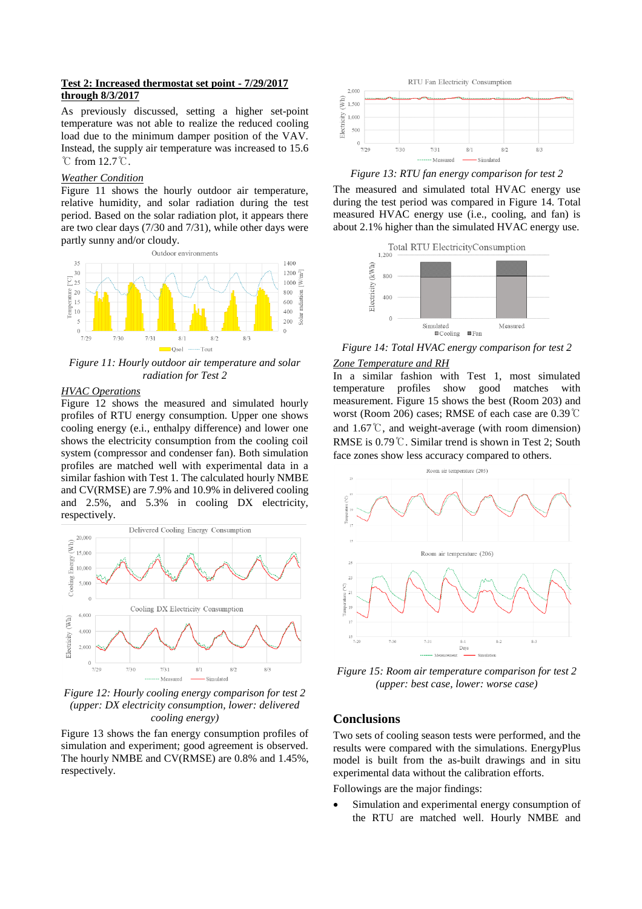**Test 2: Increased thermostat set point - 7/29/2017 through 8/3/2017**

As previously discussed, setting a higher set-point temperature was not able to realize the reduced cooling load due to the minimum damper position of the VAV. Instead, the supply air temperature was increased to 15.6 ℃ from 12.7℃.

*Weather Condition*

Figure 11 shows the hourly outdoor air temperature, relative humidity, and solar radiation during the test period. Based on the solar radiation plot, it appears there are two clear days (7/30 and 7/31), while other days were partly sunny and/or cloudy.

Outdoor environments

Temperature [°C]
Solar radiation [W/m²]
7/29 7/30 7/31 8/1 8/2 8/3
Qsol Tout

*Figure 11: Hourly outdoor air temperature and solar radiation for Test 2*

*HVAC Operations*

Figure 12 shows the measured and simulated hourly profiles of RTU energy consumption. Upper one shows cooling energy (e.i., enthalpy difference) and lower one shows the electricity consumption from the cooling coil system (compressor and condenser fan). Both simulation profiles are matched well with experimental data in a similar fashion with Test 1. The calculated hourly NMBE and CV(RMSE) are 7.9% and 10.9% in delivered cooling and 2.5%, and 5.3% in cooling DX electricity, respectively.

Delivered Cooling Energy Consumption

Cooling Energy (Wh)

Cooling DX Electricity Consumption

Electricity (Wh)
7/29 7/30 7/31 8/1 8/2 8/3
Measured Simulated

*Figure 12: Hourly cooling energy comparison for test 2 (upper: DX electricity consumption, lower: delivered cooling energy)*

Figure 13 shows the fan energy consumption profiles of simulation and experiment; good agreement is observed. The hourly NMBE and CV(RMSE) are 0.8% and 1.45%, respectively.

RTU Fan Electricity Consumption

Electricity (Wh)
7/29 7/30 7/31 8/1 8/2 8/3
Measured Simulated

*Figure 13: RTU fan energy comparison for test 2*

The measured and simulated total HVAC energy use during the test period was compared in Figure 14. Total measured HVAC energy use (i.e., cooling, and fan) is about 2.1% higher than the simulated HVAC energy use.

Total RTU ElectricityConsumption

Electricity (kWh)
Simulated Measured
Cooling Fan

*Figure 14: Total HVAC energy comparison for test 2*

*Zone Temperature and RH*

In a similar fashion with Test 1, most simulated temperature profiles show good matches with measurement. Figure 15 shows the best (Room 203) and worst (Room 206) cases; RMSE of each case are 0.39℃ and 1.67℃, and weight-average (with room dimension) RMSE is 0.79℃. Similar trend is shown in Test 2; South face zones show less accuracy compared to others.

Room air temperature (203)

Room air temperature (206)

Temperature (°C)
Days
Measurement Simulation

*Figure 15: Room air temperature comparison for test 2 (upper: best case, lower: worse case)*

## Conclusions

Two sets of cooling season tests were performed, and the results were compared with the simulations. EnergyPlus model is built from the as-built drawings and in situ experimental data without the calibration efforts.

Followings are the major findings:

- Simulation and experimental energy consumption of the RTU are matched well. Hourly NMBE and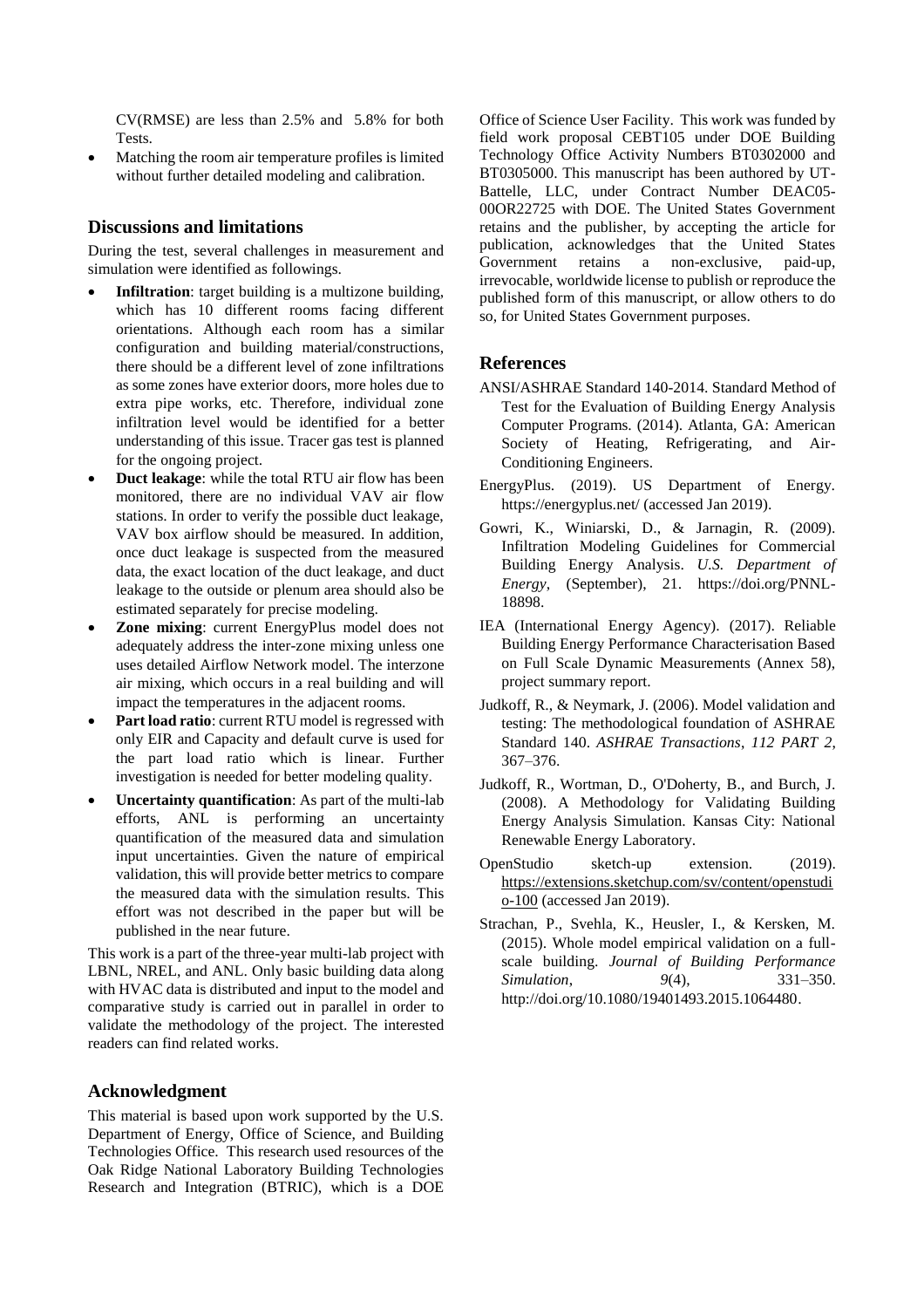CV(RMSE) are less than 2.5% and 5.8% for both Tests.

- Matching the room air temperature profiles is limited without further detailed modeling and calibration.

## Discussions and limitations

During the test, several challenges in measurement and simulation were identified as followings.

- **Infiltration**: target building is a multizone building, which has 10 different rooms facing different orientations. Although each room has a similar configuration and building material/constructions, there should be a different level of zone infiltrations as some zones have exterior doors, more holes due to extra pipe works, etc. Therefore, individual zone infiltration level would be identified for a better understanding of this issue. Tracer gas test is planned for the ongoing project.
- **Duct leakage**: while the total RTU air flow has been monitored, there are no individual VAV air flow stations. In order to verify the possible duct leakage, VAV box airflow should be measured. In addition, once duct leakage is suspected from the measured data, the exact location of the duct leakage, and duct leakage to the outside or plenum area should also be estimated separately for precise modeling.
- **Zone mixing**: current EnergyPlus model does not adequately address the inter-zone mixing unless one uses detailed Airflow Network model. The interzone air mixing, which occurs in a real building and will impact the temperatures in the adjacent rooms.
- **Part load ratio**: current RTU model is regressed with only EIR and Capacity and default curve is used for the part load ratio which is linear. Further investigation is needed for better modeling quality.
- **Uncertainty quantification**: As part of the multi-lab efforts, ANL is performing an uncertainty quantification of the measured data and simulation input uncertainties. Given the nature of empirical validation, this will provide better metrics to compare the measured data with the simulation results. This effort was not described in the paper but will be published in the near future.

This work is a part of the three-year multi-lab project with LBNL, NREL, and ANL. Only basic building data along with HVAC data is distributed and input to the model and comparative study is carried out in parallel in order to validate the methodology of the project. The interested readers can find related works.

## Acknowledgment

This material is based upon work supported by the U.S. Department of Energy, Office of Science, and Building Technologies Office. This research used resources of the Oak Ridge National Laboratory Building Technologies Research and Integration (BTRIC), which is a DOE Office of Science User Facility. This work was funded by field work proposal CEBT105 under DOE Building Technology Office Activity Numbers BT0302000 and BT0305000. This manuscript has been authored by UT-Battelle, LLC, under Contract Number DEAC05-00OR22725 with DOE. The United States Government retains and the publisher, by accepting the article for publication, acknowledges that the United States Government retains a non-exclusive, paid-up, irrevocable, worldwide license to publish or reproduce the published form of this manuscript, or allow others to do so, for United States Government purposes.

## References

ANSI/ASHRAE Standard 140-2014. Standard Method of Test for the Evaluation of Building Energy Analysis Computer Programs. (2014). Atlanta, GA: American Society of Heating, Refrigerating, and Air-Conditioning Engineers.

EnergyPlus. (2019). US Department of Energy. https://energyplus.net/ (accessed Jan 2019).

Gowri, K., Winiarski, D., & Jarnagin, R. (2009). Infiltration Modeling Guidelines for Commercial Building Energy Analysis. *U.S. Department of Energy*, (September), 21. https://doi.org/PNNL-18898.

IEA (International Energy Agency). (2017). Reliable Building Energy Performance Characterisation Based on Full Scale Dynamic Measurements (Annex 58), project summary report.

Judkoff, R., & Neymark, J. (2006). Model validation and testing: The methodological foundation of ASHRAE Standard 140. *ASHRAE Transactions*, *112 PART 2*, 367–376.

Judkoff, R., Wortman, D., O'Doherty, B., and Burch, J. (2008). A Methodology for Validating Building Energy Analysis Simulation. Kansas City: National Renewable Energy Laboratory.

OpenStudio sketch-up extension. (2019). https://extensions.sketchup.com/sv/content/openstudio-100 (accessed Jan 2019).

Strachan, P., Svehla, K., Heusler, I., & Kersken, M. (2015). Whole model empirical validation on a full-scale building. *Journal of Building Performance Simulation*, *9*(4), 331–350. http://doi.org/10.1080/19401493.2015.1064480.